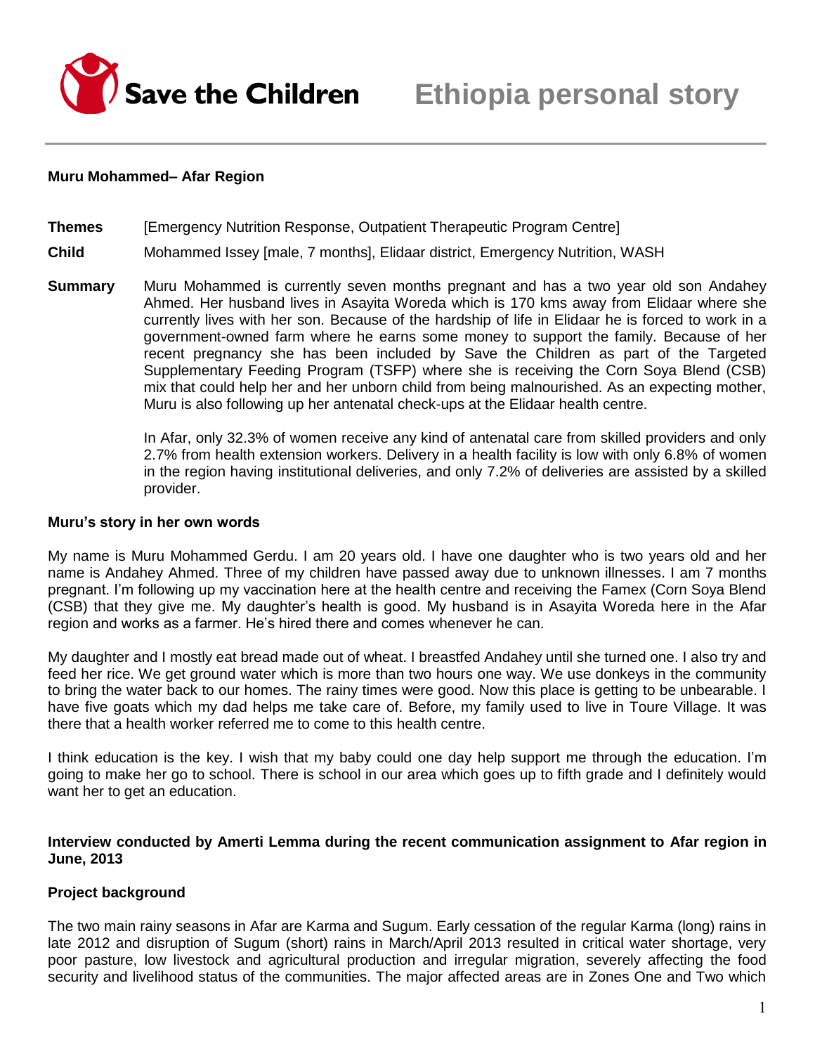Save the Children

# Ethiopia personal story

**Muru Mohammed– Afar Region**

**Themes** [Emergency Nutrition Response, Outpatient Therapeutic Program Centre]

**Child** Mohammed Issey [male, 7 months], Elidaar district, Emergency Nutrition, WASH

**Summary** Muru Mohammed is currently seven months pregnant and has a two year old son Andahey Ahmed. Her husband lives in Asayita Woreda which is 170 kms away from Elidaar where she currently lives with her son. Because of the hardship of life in Elidaar he is forced to work in a government-owned farm where he earns some money to support the family. Because of her recent pregnancy she has been included by Save the Children as part of the Targeted Supplementary Feeding Program (TSFP) where she is receiving the Corn Soya Blend (CSB) mix that could help her and her unborn child from being malnourished. As an expecting mother, Muru is also following up her antenatal check-ups at the Elidaar health centre.

In Afar, only 32.3% of women receive any kind of antenatal care from skilled providers and only 2.7% from health extension workers. Delivery in a health facility is low with only 6.8% of women in the region having institutional deliveries, and only 7.2% of deliveries are assisted by a skilled provider.

**Muru's story in her own words**

My name is Muru Mohammed Gerdu. I am 20 years old. I have one daughter who is two years old and her name is Andahey Ahmed. Three of my children have passed away due to unknown illnesses. I am 7 months pregnant. I'm following up my vaccination here at the health centre and receiving the Famex (Corn Soya Blend (CSB) that they give me. My daughter's health is good. My husband is in Asayita Woreda here in the Afar region and works as a farmer. He's hired there and comes whenever he can.

My daughter and I mostly eat bread made out of wheat. I breastfed Andahey until she turned one. I also try and feed her rice. We get ground water which is more than two hours one way. We use donkeys in the community to bring the water back to our homes. The rainy times were good. Now this place is getting to be unbearable. I have five goats which my dad helps me take care of. Before, my family used to live in Toure Village. It was there that a health worker referred me to come to this health centre.

I think education is the key. I wish that my baby could one day help support me through the education. I'm going to make her go to school. There is school in our area which goes up to fifth grade and I definitely would want her to get an education.

**Interview conducted by Amerti Lemma during the recent communication assignment to Afar region in June, 2013**

**Project background**

The two main rainy seasons in Afar are Karma and Sugum. Early cessation of the regular Karma (long) rains in late 2012 and disruption of Sugum (short) rains in March/April 2013 resulted in critical water shortage, very poor pasture, low livestock and agricultural production and irregular migration, severely affecting the food security and livelihood status of the communities. The major affected areas are in Zones One and Two which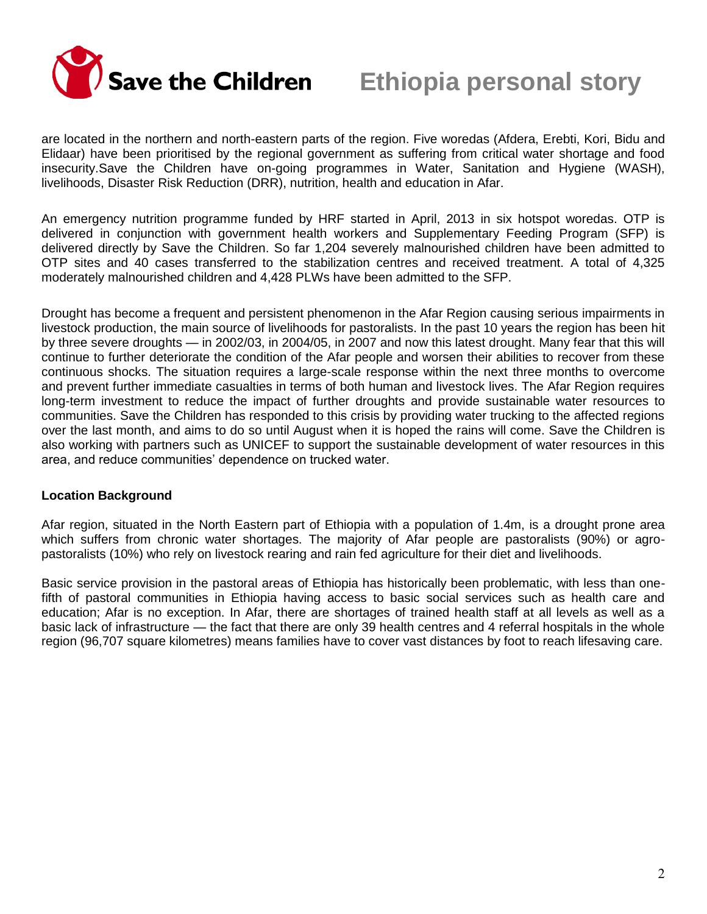are located in the northern and north-eastern parts of the region. Five woredas (Afdera, Erebti, Kori, Bidu and Elidaar) have been prioritised by the regional government as suffering from critical water shortage and food insecurity.Save the Children have on-going programmes in Water, Sanitation and Hygiene (WASH), livelihoods, Disaster Risk Reduction (DRR), nutrition, health and education in Afar.

An emergency nutrition programme funded by HRF started in April, 2013 in six hotspot woredas. OTP is delivered in conjunction with government health workers and Supplementary Feeding Program (SFP) is delivered directly by Save the Children. So far 1,204 severely malnourished children have been admitted to OTP sites and 40 cases transferred to the stabilization centres and received treatment. A total of 4,325 moderately malnourished children and 4,428 PLWs have been admitted to the SFP.

Drought has become a frequent and persistent phenomenon in the Afar Region causing serious impairments in livestock production, the main source of livelihoods for pastoralists. In the past 10 years the region has been hit by three severe droughts — in 2002/03, in 2004/05, in 2007 and now this latest drought. Many fear that this will continue to further deteriorate the condition of the Afar people and worsen their abilities to recover from these continuous shocks. The situation requires a large-scale response within the next three months to overcome and prevent further immediate casualties in terms of both human and livestock lives. The Afar Region requires long-term investment to reduce the impact of further droughts and provide sustainable water resources to communities. Save the Children has responded to this crisis by providing water trucking to the affected regions over the last month, and aims to do so until August when it is hoped the rains will come. Save the Children is also working with partners such as UNICEF to support the sustainable development of water resources in this area, and reduce communities' dependence on trucked water.

**Location Background**

Afar region, situated in the North Eastern part of Ethiopia with a population of 1.4m, is a drought prone area which suffers from chronic water shortages. The majority of Afar people are pastoralists (90%) or agro-pastoralists (10%) who rely on livestock rearing and rain fed agriculture for their diet and livelihoods.

Basic service provision in the pastoral areas of Ethiopia has historically been problematic, with less than one-fifth of pastoral communities in Ethiopia having access to basic social services such as health care and education; Afar is no exception. In Afar, there are shortages of trained health staff at all levels as well as a basic lack of infrastructure — the fact that there are only 39 health centres and 4 referral hospitals in the whole region (96,707 square kilometres) means families have to cover vast distances by foot to reach lifesaving care.